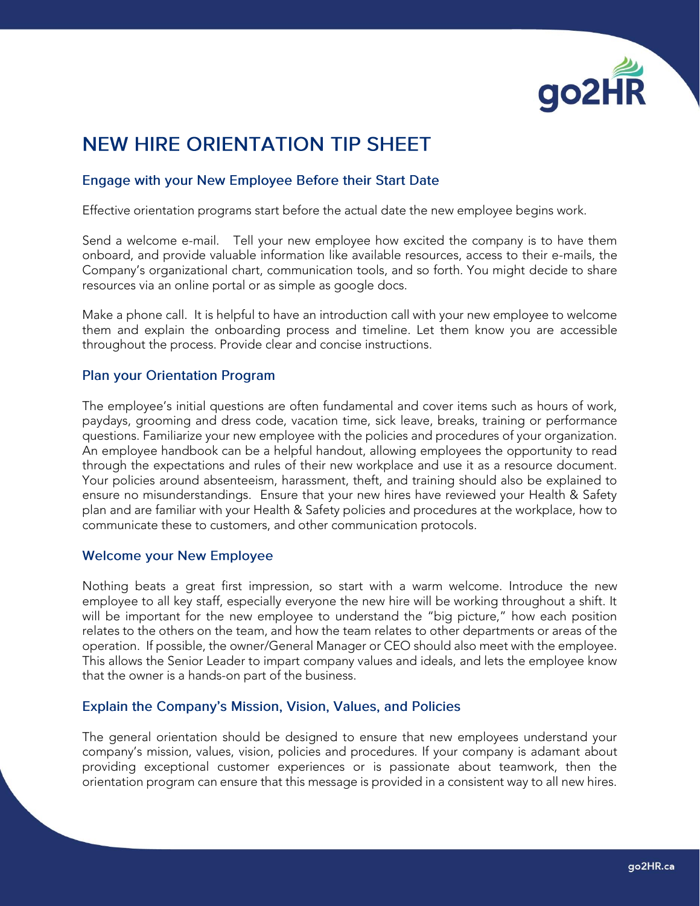# NEW HIRE ORIENTATION TIP SHEET

## Engage with your New Employee Before their Start Date

Effective orientation programs start before the actual date the new employee begins work.

Send a welcome e-mail. Tell your new employee how excited the company is to have them onboard, and provide valuable information like available resources, access to their e-mails, the Company's organizational chart, communication tools, and so forth. You might decide to share resources via an online portal or as simple as google docs.

Make a phone call. It is helpful to have an introduction call with your new employee to welcome them and explain the onboarding process and timeline. Let them know you are accessible throughout the process. Provide clear and concise instructions.

## Plan your Orientation Program

The employee's initial questions are often fundamental and cover items such as hours of work, paydays, grooming and dress code, vacation time, sick leave, breaks, training or performance questions. Familiarize your new employee with the policies and procedures of your organization. An employee handbook can be a helpful handout, allowing employees the opportunity to read through the expectations and rules of their new workplace and use it as a resource document. Your policies around absenteeism, harassment, theft, and training should also be explained to ensure no misunderstandings. Ensure that your new hires have reviewed your Health & Safety plan and are familiar with your Health & Safety policies and procedures at the workplace, how to communicate these to customers, and other communication protocols.

## Welcome your New Employee

Nothing beats a great first impression, so start with a warm welcome. Introduce the new employee to all key staff, especially everyone the new hire will be working throughout a shift. It will be important for the new employee to understand the "big picture," how each position relates to the others on the team, and how the team relates to other departments or areas of the operation. If possible, the owner/General Manager or CEO should also meet with the employee. This allows the Senior Leader to impart company values and ideals, and lets the employee know that the owner is a hands-on part of the business.

## Explain the Company's Mission, Vision, Values, and Policies

The general orientation should be designed to ensure that new employees understand your company's mission, values, vision, policies and procedures. If your company is adamant about providing exceptional customer experiences or is passionate about teamwork, then the orientation program can ensure that this message is provided in a consistent way to all new hires.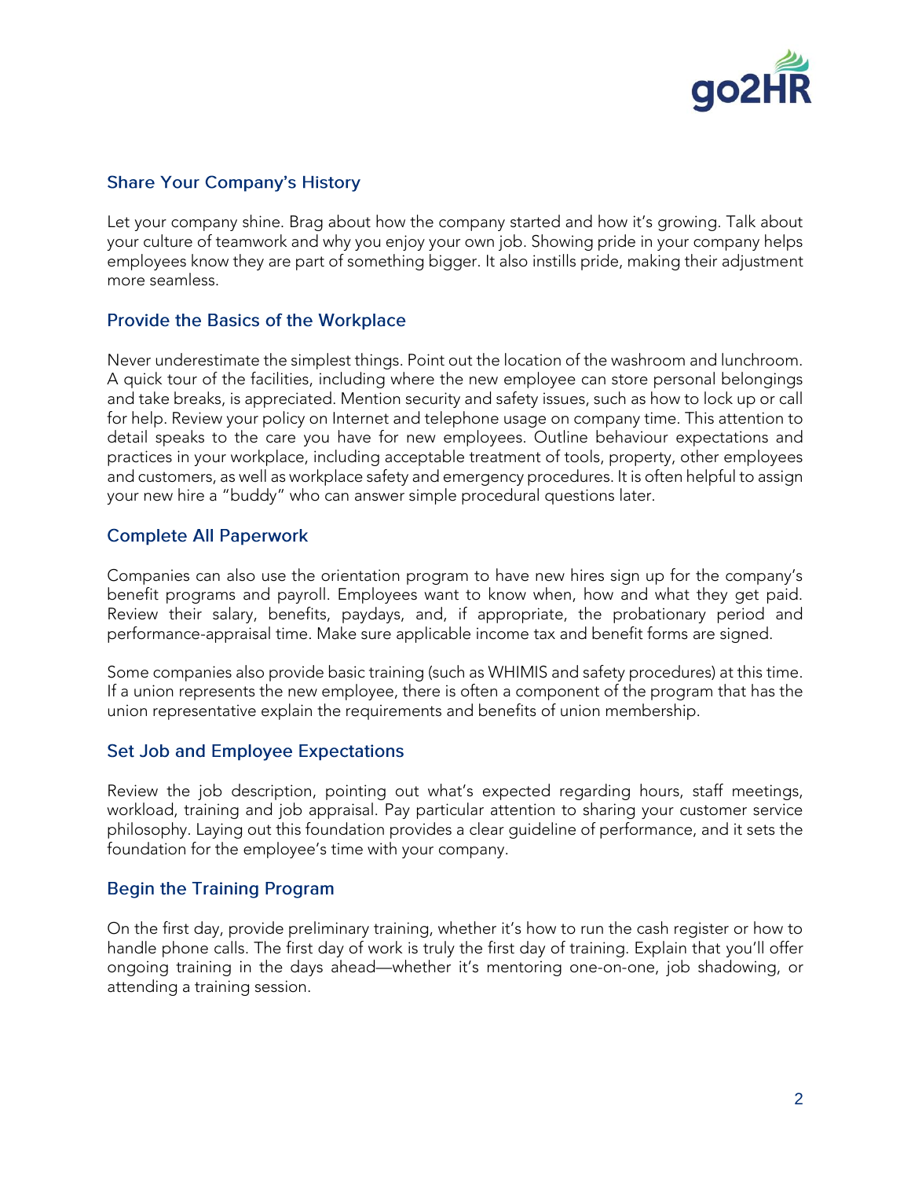## Share Your Company's History

Let your company shine. Brag about how the company started and how it's growing. Talk about your culture of teamwork and why you enjoy your own job. Showing pride in your company helps employees know they are part of something bigger. It also instills pride, making their adjustment more seamless.

## Provide the Basics of the Workplace

Never underestimate the simplest things. Point out the location of the washroom and lunchroom. A quick tour of the facilities, including where the new employee can store personal belongings and take breaks, is appreciated. Mention security and safety issues, such as how to lock up or call for help. Review your policy on Internet and telephone usage on company time. This attention to detail speaks to the care you have for new employees. Outline behaviour expectations and practices in your workplace, including acceptable treatment of tools, property, other employees and customers, as well as workplace safety and emergency procedures. It is often helpful to assign your new hire a "buddy" who can answer simple procedural questions later.

## Complete All Paperwork

Companies can also use the orientation program to have new hires sign up for the company's benefit programs and payroll. Employees want to know when, how and what they get paid. Review their salary, benefits, paydays, and, if appropriate, the probationary period and performance-appraisal time. Make sure applicable income tax and benefit forms are signed.

Some companies also provide basic training (such as WHIMIS and safety procedures) at this time. If a union represents the new employee, there is often a component of the program that has the union representative explain the requirements and benefits of union membership.

## Set Job and Employee Expectations

Review the job description, pointing out what's expected regarding hours, staff meetings, workload, training and job appraisal. Pay particular attention to sharing your customer service philosophy. Laying out this foundation provides a clear guideline of performance, and it sets the foundation for the employee's time with your company.

## Begin the Training Program

On the first day, provide preliminary training, whether it's how to run the cash register or how to handle phone calls. The first day of work is truly the first day of training. Explain that you'll offer ongoing training in the days ahead—whether it's mentoring one-on-one, job shadowing, or attending a training session.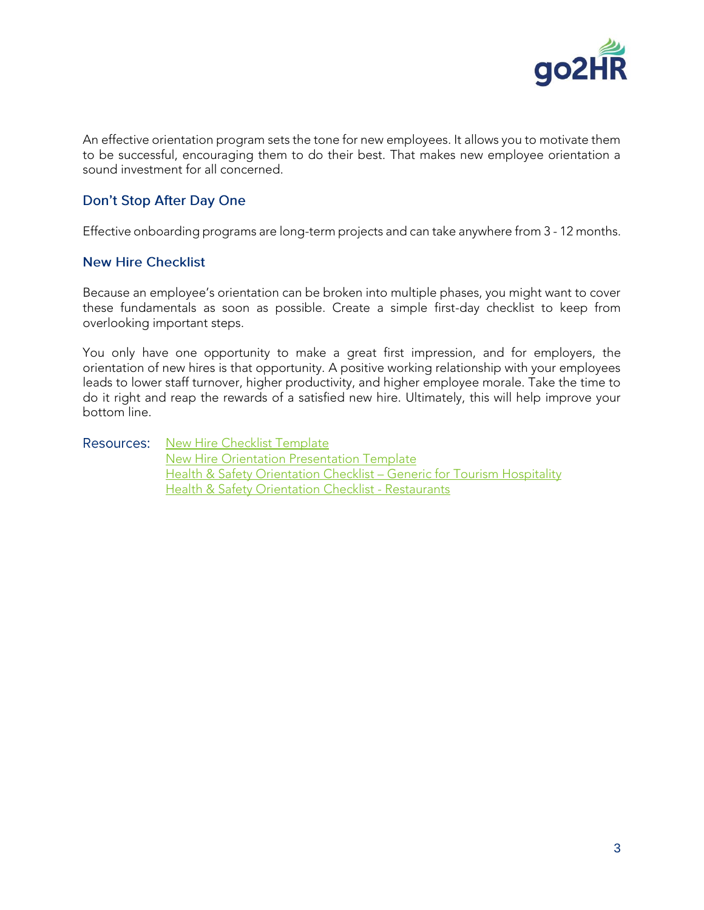An effective orientation program sets the tone for new employees. It allows you to motivate them to be successful, encouraging them to do their best. That makes new employee orientation a sound investment for all concerned.

## Don't Stop After Day One

Effective onboarding programs are long-term projects and can take anywhere from 3 - 12 months.

## New Hire Checklist

Because an employee's orientation can be broken into multiple phases, you might want to cover these fundamentals as soon as possible. Create a simple first-day checklist to keep from overlooking important steps.

You only have one opportunity to make a great first impression, and for employers, the orientation of new hires is that opportunity. A positive working relationship with your employees leads to lower staff turnover, higher productivity, and higher employee morale. Take the time to do it right and reap the rewards of a satisfied new hire. Ultimately, this will help improve your bottom line.

Resources:
- New Hire Checklist Template
- New Hire Orientation Presentation Template
- Health & Safety Orientation Checklist – Generic for Tourism Hospitality
- Health & Safety Orientation Checklist - Restaurants